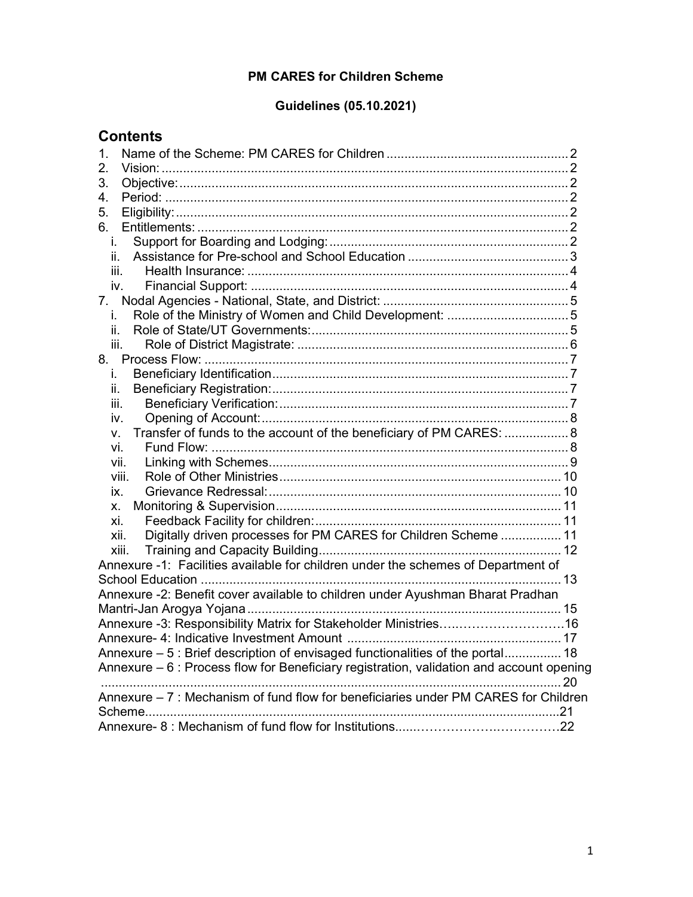**PM CARES for Children Scheme**

**Guidelines (05.10.2021)**

## Contents

1. Name of the Scheme: PM CARES for Children .................................................. 2
2. Vision: ................................................................................................................ 2
3. Objective: ............................................................................................................ 2
4. Period: ................................................................................................................ 2
5. Eligibility: ............................................................................................................ 2
6. Entitlements: ...................................................................................................... 2
   - i. Support for Boarding and Lodging: ................................................................. 2
   - ii. Assistance for Pre-school and School Education ........................................... 3
   - iii. Health Insurance: .......................................................................................... 4
   - iv. Financial Support: ......................................................................................... 4
7. Nodal Agencies - National, State, and District: .................................................... 5
   - i. Role of the Ministry of Women and Child Development: ................................. 5
   - ii. Role of State/UT Governments: ...................................................................... 5
   - iii. Role of District Magistrate: ........................................................................... 6
8. Process Flow: ..................................................................................................... 7
   - i. Beneficiary Identification .................................................................................. 7
   - ii. Beneficiary Registration: ................................................................................. 7
   - iii. Beneficiary Verification: ................................................................................ 7
   - iv. Opening of Account: ...................................................................................... 8
   - v. Transfer of funds to the account of the beneficiary of PM CARES: ................. 8
   - vi. Fund Flow: .................................................................................................... 8
   - vii. Linking with Schemes ................................................................................... 9
   - viii. Role of Other Ministries .............................................................................. 10
   - ix. Grievance Redressal: ................................................................................... 10
   - x. Monitoring & Supervision ............................................................................... 11
   - xi. Feedback Facility for children: ...................................................................... 11
   - xii. Digitally driven processes for PM CARES for Children Scheme ................. 11
   - xiii. Training and Capacity Building ................................................................... 12

Annexure -1: Facilities available for children under the schemes of Department of School Education ..................................................................................................... 13

Annexure -2: Benefit cover available to children under Ayushman Bharat Pradhan Mantri-Jan Arogya Yojana ........................................................................................ 15

Annexure -3: Responsibility Matrix for Stakeholder Ministries……………………….16

Annexure- 4: Indicative Investment Amount ............................................................ 17

Annexure – 5 : Brief description of envisaged functionalities of the portal ................ 18

Annexure – 6 : Process flow for Beneficiary registration, validation and account opening ................................................................................................................................ 20

Annexure – 7 : Mechanism of fund flow for beneficiaries under PM CARES for Children Scheme....................................................................................................................21

Annexure- 8 : Mechanism of fund flow for Institutions......……………….……………22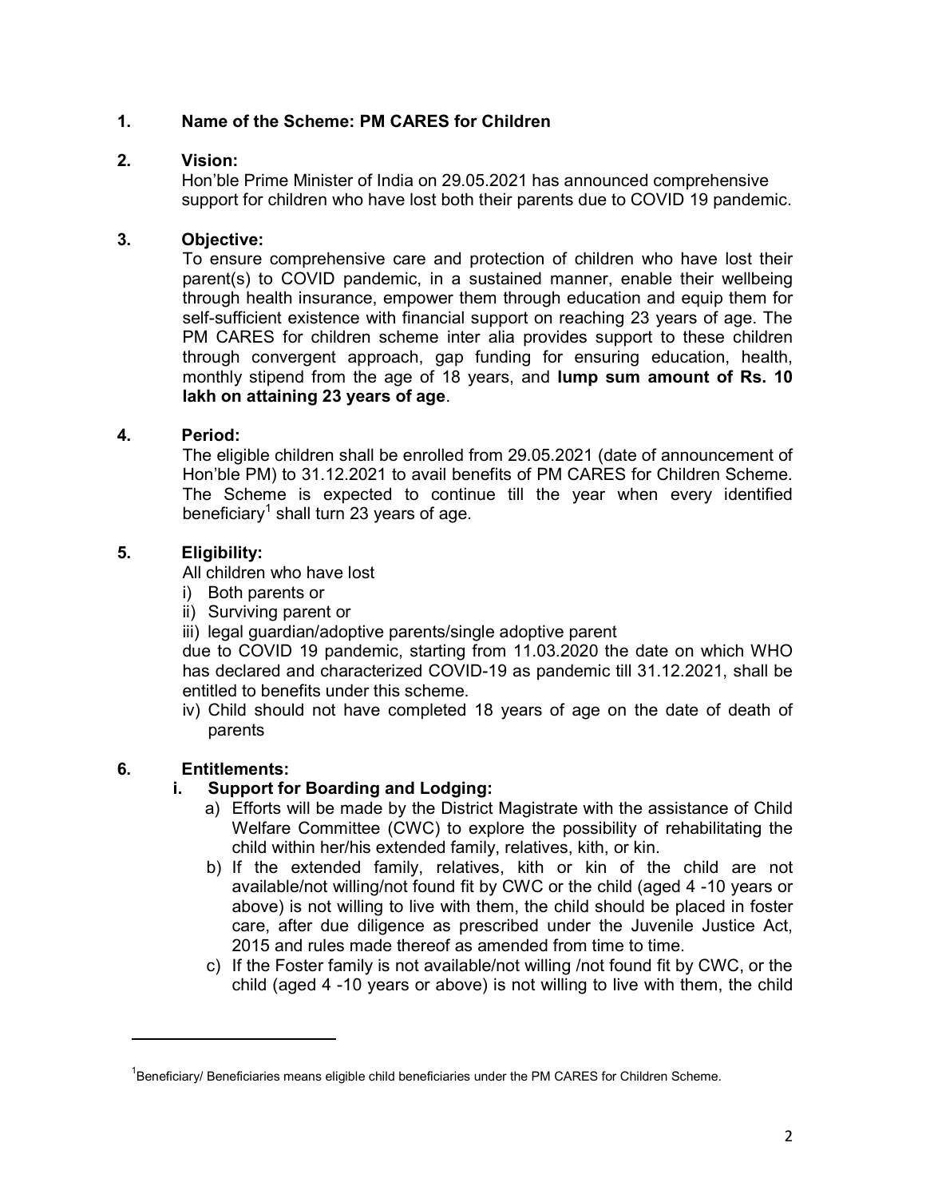**1. Name of the Scheme: PM CARES for Children**

**2. Vision:**

Hon'ble Prime Minister of India on 29.05.2021 has announced comprehensive support for children who have lost both their parents due to COVID 19 pandemic.

**3. Objective:**

To ensure comprehensive care and protection of children who have lost their parent(s) to COVID pandemic, in a sustained manner, enable their wellbeing through health insurance, empower them through education and equip them for self-sufficient existence with financial support on reaching 23 years of age. The PM CARES for children scheme inter alia provides support to these children through convergent approach, gap funding for ensuring education, health, monthly stipend from the age of 18 years, and **lump sum amount of Rs. 10 lakh on attaining 23 years of age**.

**4. Period:**

The eligible children shall be enrolled from 29.05.2021 (date of announcement of Hon'ble PM) to 31.12.2021 to avail benefits of PM CARES for Children Scheme. The Scheme is expected to continue till the year when every identified beneficiary[1] shall turn 23 years of age.

**5. Eligibility:**

All children who have lost

i) Both parents or
ii) Surviving parent or
iii) legal guardian/adoptive parents/single adoptive parent

due to COVID 19 pandemic, starting from 11.03.2020 the date on which WHO has declared and characterized COVID-19 as pandemic till 31.12.2021, shall be entitled to benefits under this scheme.

iv) Child should not have completed 18 years of age on the date of death of parents

**6. Entitlements:**

**i. Support for Boarding and Lodging:**

a) Efforts will be made by the District Magistrate with the assistance of Child Welfare Committee (CWC) to explore the possibility of rehabilitating the child within her/his extended family, relatives, kith, or kin.

b) If the extended family, relatives, kith or kin of the child are not available/not willing/not found fit by CWC or the child (aged 4 -10 years or above) is not willing to live with them, the child should be placed in foster care, after due diligence as prescribed under the Juvenile Justice Act, 2015 and rules made thereof as amended from time to time.

c) If the Foster family is not available/not willing /not found fit by CWC, or the child (aged 4 -10 years or above) is not willing to live with them, the child

[1] Beneficiary/ Beneficiaries means eligible child beneficiaries under the PM CARES for Children Scheme.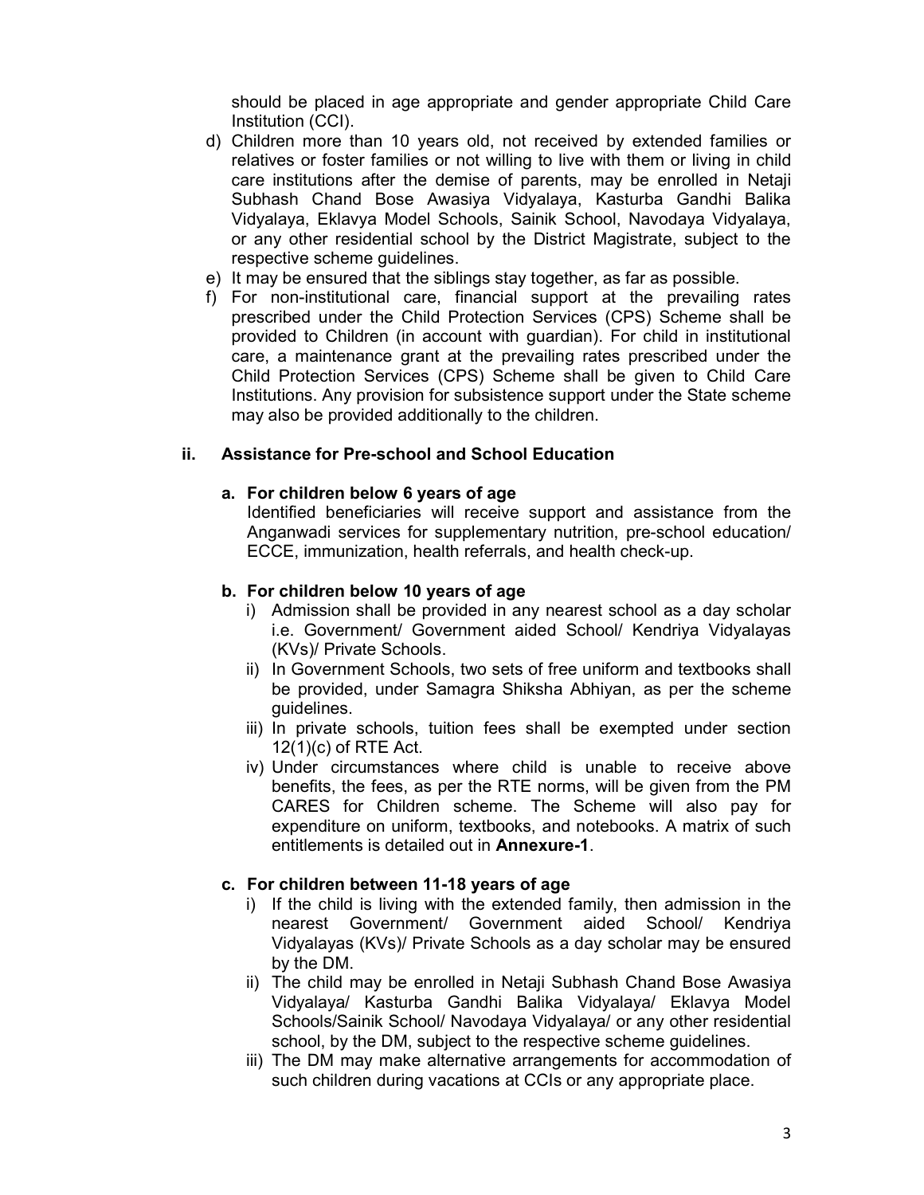should be placed in age appropriate and gender appropriate Child Care Institution (CCI).

d) Children more than 10 years old, not received by extended families or relatives or foster families or not willing to live with them or living in child care institutions after the demise of parents, may be enrolled in Netaji Subhash Chand Bose Awasiya Vidyalaya, Kasturba Gandhi Balika Vidyalaya, Eklavya Model Schools, Sainik School, Navodaya Vidyalaya, or any other residential school by the District Magistrate, subject to the respective scheme guidelines.

e) It may be ensured that the siblings stay together, as far as possible.

f) For non-institutional care, financial support at the prevailing rates prescribed under the Child Protection Services (CPS) Scheme shall be provided to Children (in account with guardian). For child in institutional care, a maintenance grant at the prevailing rates prescribed under the Child Protection Services (CPS) Scheme shall be given to Child Care Institutions. Any provision for subsistence support under the State scheme may also be provided additionally to the children.

### ii. Assistance for Pre-school and School Education

#### a. For children below 6 years of age

Identified beneficiaries will receive support and assistance from the Anganwadi services for supplementary nutrition, pre-school education/ ECCE, immunization, health referrals, and health check-up.

#### b. For children below 10 years of age

i) Admission shall be provided in any nearest school as a day scholar i.e. Government/ Government aided School/ Kendriya Vidyalayas (KVs)/ Private Schools.

ii) In Government Schools, two sets of free uniform and textbooks shall be provided, under Samagra Shiksha Abhiyan, as per the scheme guidelines.

iii) In private schools, tuition fees shall be exempted under section 12(1)(c) of RTE Act.

iv) Under circumstances where child is unable to receive above benefits, the fees, as per the RTE norms, will be given from the PM CARES for Children scheme. The Scheme will also pay for expenditure on uniform, textbooks, and notebooks. A matrix of such entitlements is detailed out in **Annexure-1**.

#### c. For children between 11-18 years of age

i) If the child is living with the extended family, then admission in the nearest Government/ Government aided School/ Kendriya Vidyalayas (KVs)/ Private Schools as a day scholar may be ensured by the DM.

ii) The child may be enrolled in Netaji Subhash Chand Bose Awasiya Vidyalaya/ Kasturba Gandhi Balika Vidyalaya/ Eklavya Model Schools/Sainik School/ Navodaya Vidyalaya/ or any other residential school, by the DM, subject to the respective scheme guidelines.

iii) The DM may make alternative arrangements for accommodation of such children during vacations at CCIs or any appropriate place.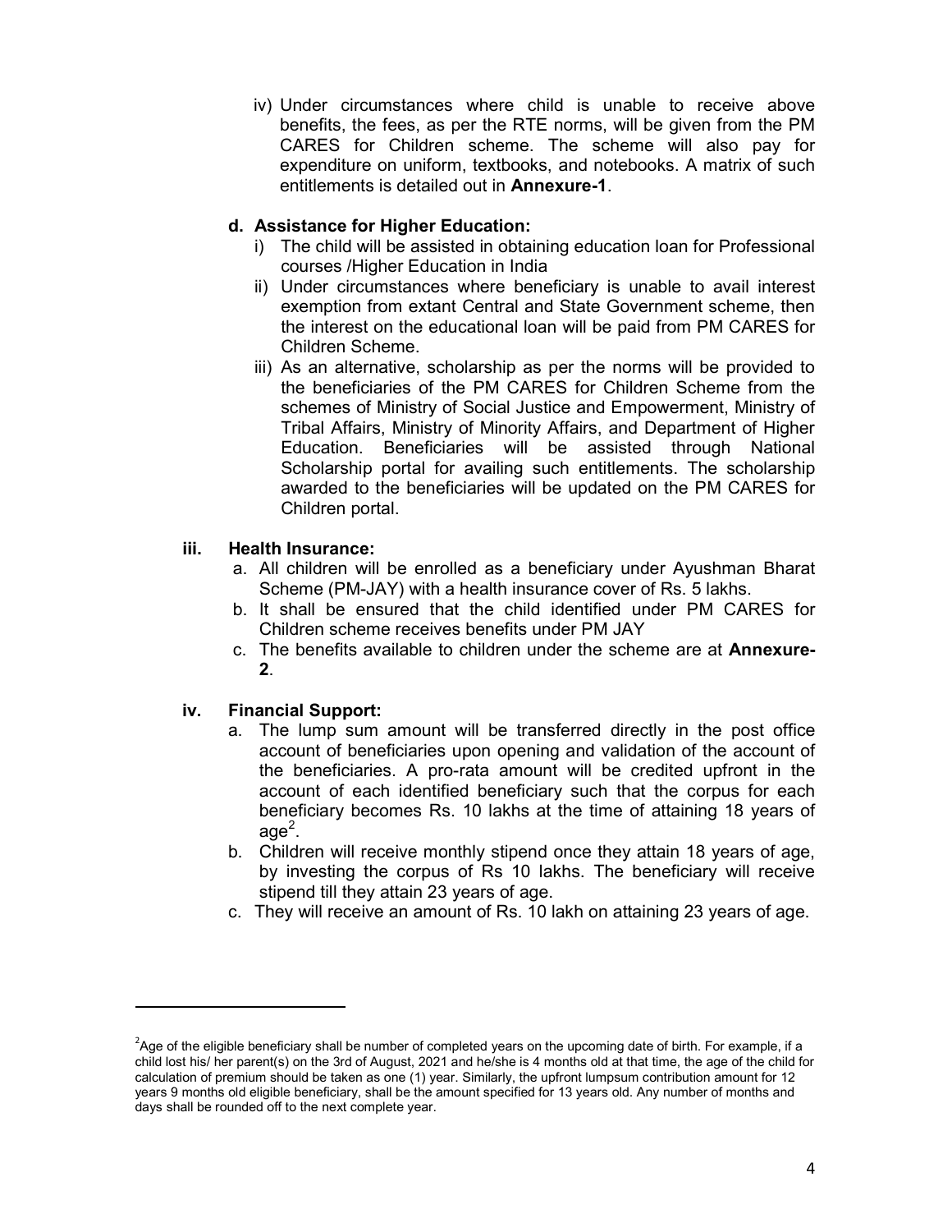iv) Under circumstances where child is unable to receive above benefits, the fees, as per the RTE norms, will be given from the PM CARES for Children scheme. The scheme will also pay for expenditure on uniform, textbooks, and notebooks. A matrix of such entitlements is detailed out in **Annexure-1**.

**d. Assistance for Higher Education:**

i) The child will be assisted in obtaining education loan for Professional courses /Higher Education in India

ii) Under circumstances where beneficiary is unable to avail interest exemption from extant Central and State Government scheme, then the interest on the educational loan will be paid from PM CARES for Children Scheme.

iii) As an alternative, scholarship as per the norms will be provided to the beneficiaries of the PM CARES for Children Scheme from the schemes of Ministry of Social Justice and Empowerment, Ministry of Tribal Affairs, Ministry of Minority Affairs, and Department of Higher Education. Beneficiaries will be assisted through National Scholarship portal for availing such entitlements. The scholarship awarded to the beneficiaries will be updated on the PM CARES for Children portal.

**iii. Health Insurance:**

a. All children will be enrolled as a beneficiary under Ayushman Bharat Scheme (PM-JAY) with a health insurance cover of Rs. 5 lakhs.

b. It shall be ensured that the child identified under PM CARES for Children scheme receives benefits under PM JAY

c. The benefits available to children under the scheme are at **Annexure-2**.

**iv. Financial Support:**

a. The lump sum amount will be transferred directly in the post office account of beneficiaries upon opening and validation of the account of the beneficiaries. A pro-rata amount will be credited upfront in the account of each identified beneficiary such that the corpus for each beneficiary becomes Rs. 10 lakhs at the time of attaining 18 years of age[2].

b. Children will receive monthly stipend once they attain 18 years of age, by investing the corpus of Rs 10 lakhs. The beneficiary will receive stipend till they attain 23 years of age.

c. They will receive an amount of Rs. 10 lakh on attaining 23 years of age.

---

[2] Age of the eligible beneficiary shall be number of completed years on the upcoming date of birth. For example, if a child lost his/ her parent(s) on the 3rd of August, 2021 and he/she is 4 months old at that time, the age of the child for calculation of premium should be taken as one (1) year. Similarly, the upfront lumpsum contribution amount for 12 years 9 months old eligible beneficiary, shall be the amount specified for 13 years old. Any number of months and days shall be rounded off to the next complete year.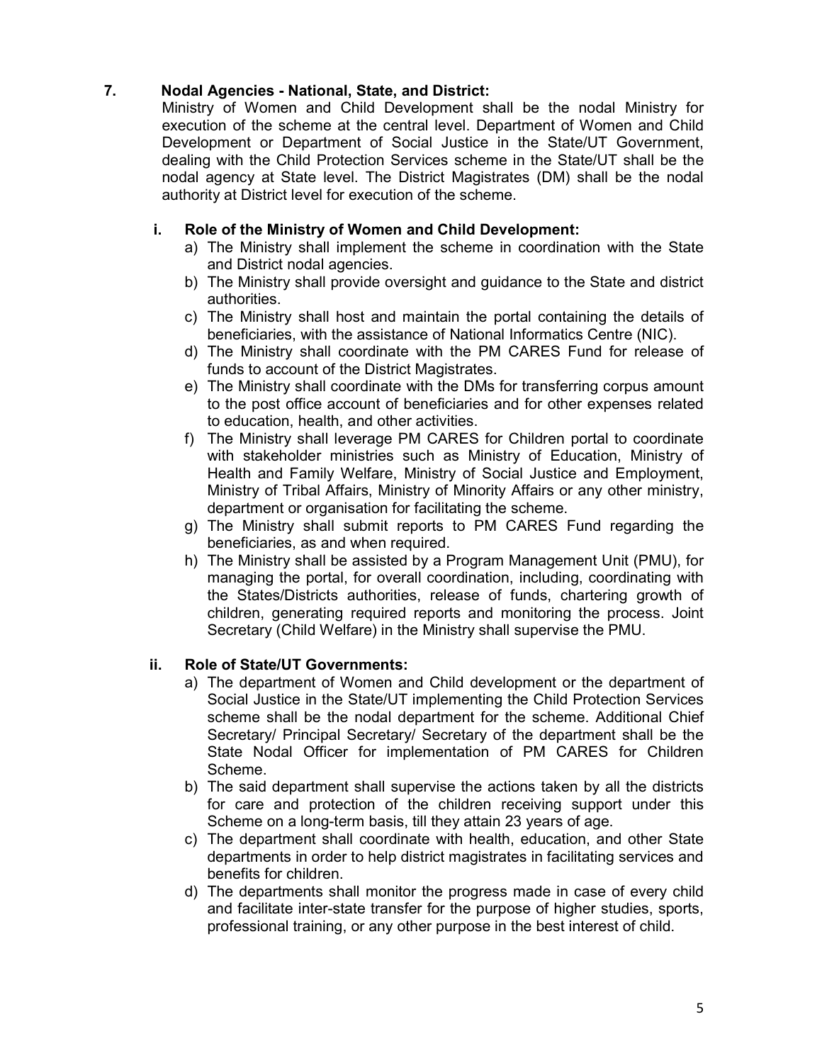## 7. Nodal Agencies - National, State, and District:

Ministry of Women and Child Development shall be the nodal Ministry for execution of the scheme at the central level. Department of Women and Child Development or Department of Social Justice in the State/UT Government, dealing with the Child Protection Services scheme in the State/UT shall be the nodal agency at State level. The District Magistrates (DM) shall be the nodal authority at District level for execution of the scheme.

### i. Role of the Ministry of Women and Child Development:

a) The Ministry shall implement the scheme in coordination with the State and District nodal agencies.

b) The Ministry shall provide oversight and guidance to the State and district authorities.

c) The Ministry shall host and maintain the portal containing the details of beneficiaries, with the assistance of National Informatics Centre (NIC).

d) The Ministry shall coordinate with the PM CARES Fund for release of funds to account of the District Magistrates.

e) The Ministry shall coordinate with the DMs for transferring corpus amount to the post office account of beneficiaries and for other expenses related to education, health, and other activities.

f) The Ministry shall leverage PM CARES for Children portal to coordinate with stakeholder ministries such as Ministry of Education, Ministry of Health and Family Welfare, Ministry of Social Justice and Employment, Ministry of Tribal Affairs, Ministry of Minority Affairs or any other ministry, department or organisation for facilitating the scheme.

g) The Ministry shall submit reports to PM CARES Fund regarding the beneficiaries, as and when required.

h) The Ministry shall be assisted by a Program Management Unit (PMU), for managing the portal, for overall coordination, including, coordinating with the States/Districts authorities, release of funds, chartering growth of children, generating required reports and monitoring the process. Joint Secretary (Child Welfare) in the Ministry shall supervise the PMU.

### ii. Role of State/UT Governments:

a) The department of Women and Child development or the department of Social Justice in the State/UT implementing the Child Protection Services scheme shall be the nodal department for the scheme. Additional Chief Secretary/ Principal Secretary/ Secretary of the department shall be the State Nodal Officer for implementation of PM CARES for Children Scheme.

b) The said department shall supervise the actions taken by all the districts for care and protection of the children receiving support under this Scheme on a long-term basis, till they attain 23 years of age.

c) The department shall coordinate with health, education, and other State departments in order to help district magistrates in facilitating services and benefits for children.

d) The departments shall monitor the progress made in case of every child and facilitate inter-state transfer for the purpose of higher studies, sports, professional training, or any other purpose in the best interest of child.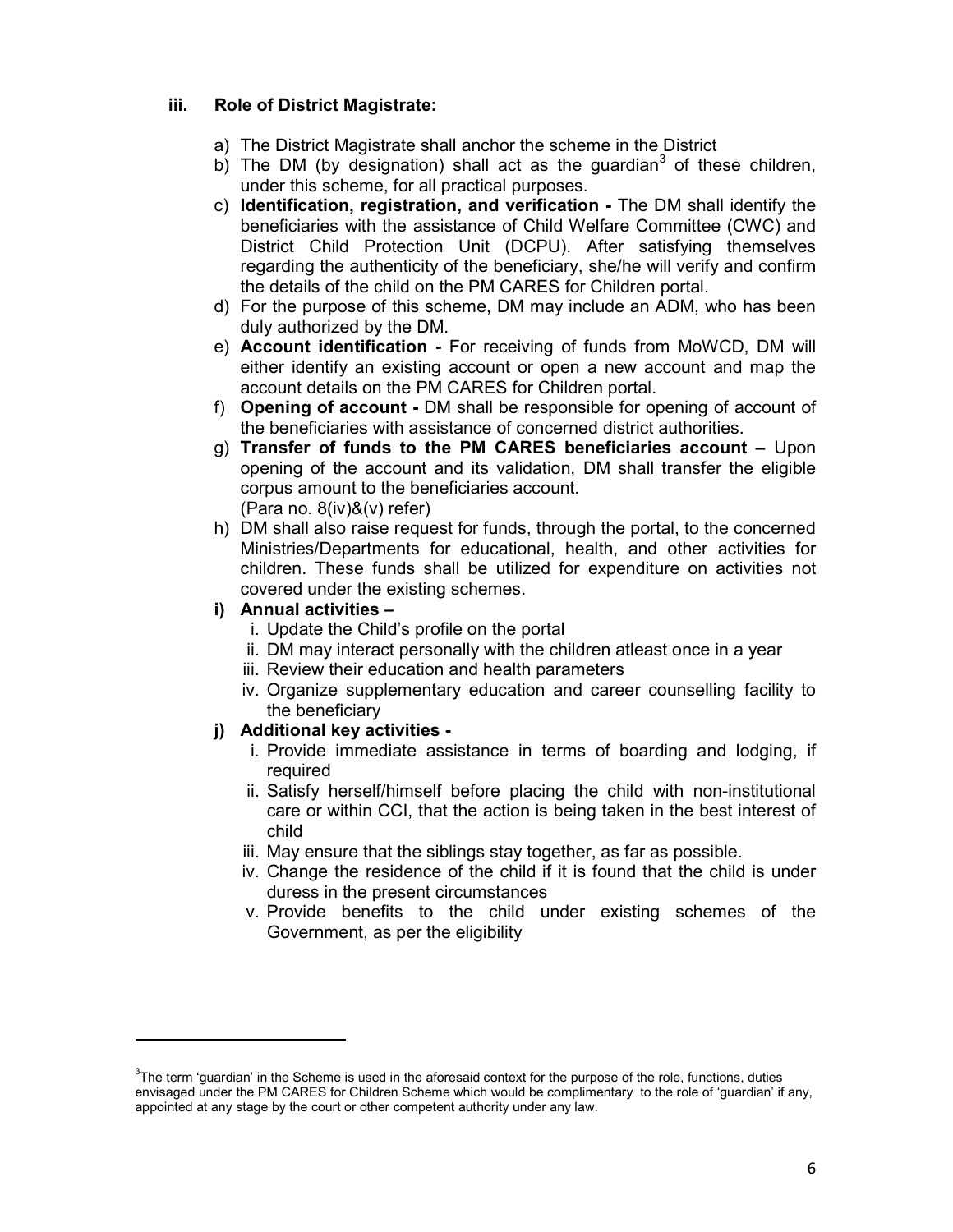### iii. Role of District Magistrate:

a) The District Magistrate shall anchor the scheme in the District

b) The DM (by designation) shall act as the guardian[3] of these children, under this scheme, for all practical purposes.

c) **Identification, registration, and verification -** The DM shall identify the beneficiaries with the assistance of Child Welfare Committee (CWC) and District Child Protection Unit (DCPU). After satisfying themselves regarding the authenticity of the beneficiary, she/he will verify and confirm the details of the child on the PM CARES for Children portal.

d) For the purpose of this scheme, DM may include an ADM, who has been duly authorized by the DM.

e) **Account identification -** For receiving of funds from MoWCD, DM will either identify an existing account or open a new account and map the account details on the PM CARES for Children portal.

f) **Opening of account -** DM shall be responsible for opening of account of the beneficiaries with assistance of concerned district authorities.

g) **Transfer of funds to the PM CARES beneficiaries account –** Upon opening of the account and its validation, DM shall transfer the eligible corpus amount to the beneficiaries account.
(Para no. 8(iv)&(v) refer)

h) DM shall also raise request for funds, through the portal, to the concerned Ministries/Departments for educational, health, and other activities for children. These funds shall be utilized for expenditure on activities not covered under the existing schemes.

**i) Annual activities –**

i. Update the Child's profile on the portal
ii. DM may interact personally with the children atleast once in a year
iii. Review their education and health parameters
iv. Organize supplementary education and career counselling facility to the beneficiary

**j) Additional key activities -**

i. Provide immediate assistance in terms of boarding and lodging, if required
ii. Satisfy herself/himself before placing the child with non-institutional care or within CCI, that the action is being taken in the best interest of child
iii. May ensure that the siblings stay together, as far as possible.
iv. Change the residence of the child if it is found that the child is under duress in the present circumstances
v. Provide benefits to the child under existing schemes of the Government, as per the eligibility

---

[3]The term 'guardian' in the Scheme is used in the aforesaid context for the purpose of the role, functions, duties envisaged under the PM CARES for Children Scheme which would be complimentary to the role of 'guardian' if any, appointed at any stage by the court or other competent authority under any law.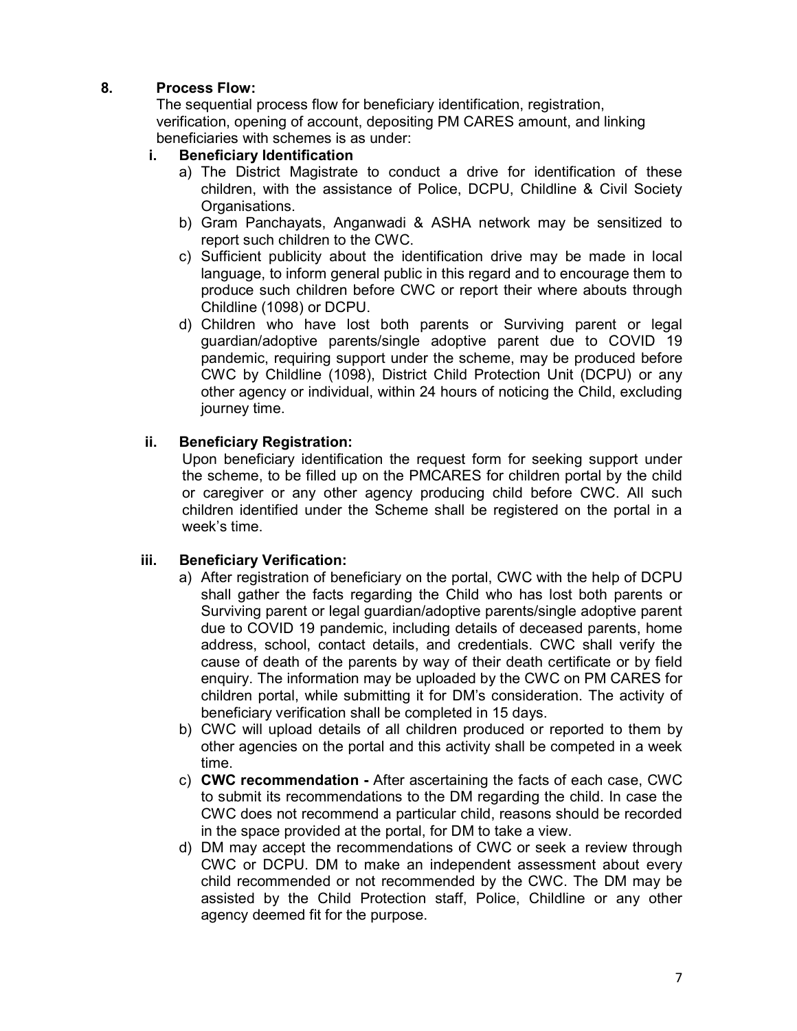## 8. Process Flow:

The sequential process flow for beneficiary identification, registration, verification, opening of account, depositing PM CARES amount, and linking beneficiaries with schemes is as under:

### i. Beneficiary Identification

a) The District Magistrate to conduct a drive for identification of these children, with the assistance of Police, DCPU, Childline & Civil Society Organisations.

b) Gram Panchayats, Anganwadi & ASHA network may be sensitized to report such children to the CWC.

c) Sufficient publicity about the identification drive may be made in local language, to inform general public in this regard and to encourage them to produce such children before CWC or report their where abouts through Childline (1098) or DCPU.

d) Children who have lost both parents or Surviving parent or legal guardian/adoptive parents/single adoptive parent due to COVID 19 pandemic, requiring support under the scheme, may be produced before CWC by Childline (1098), District Child Protection Unit (DCPU) or any other agency or individual, within 24 hours of noticing the Child, excluding journey time.

### ii. Beneficiary Registration:

Upon beneficiary identification the request form for seeking support under the scheme, to be filled up on the PMCARES for children portal by the child or caregiver or any other agency producing child before CWC. All such children identified under the Scheme shall be registered on the portal in a week's time.

### iii. Beneficiary Verification:

a) After registration of beneficiary on the portal, CWC with the help of DCPU shall gather the facts regarding the Child who has lost both parents or Surviving parent or legal guardian/adoptive parents/single adoptive parent due to COVID 19 pandemic, including details of deceased parents, home address, school, contact details, and credentials. CWC shall verify the cause of death of the parents by way of their death certificate or by field enquiry. The information may be uploaded by the CWC on PM CARES for children portal, while submitting it for DM's consideration. The activity of beneficiary verification shall be completed in 15 days.

b) CWC will upload details of all children produced or reported to them by other agencies on the portal and this activity shall be competed in a week time.

c) **CWC recommendation -** After ascertaining the facts of each case, CWC to submit its recommendations to the DM regarding the child. In case the CWC does not recommend a particular child, reasons should be recorded in the space provided at the portal, for DM to take a view.

d) DM may accept the recommendations of CWC or seek a review through CWC or DCPU. DM to make an independent assessment about every child recommended or not recommended by the CWC. The DM may be assisted by the Child Protection staff, Police, Childline or any other agency deemed fit for the purpose.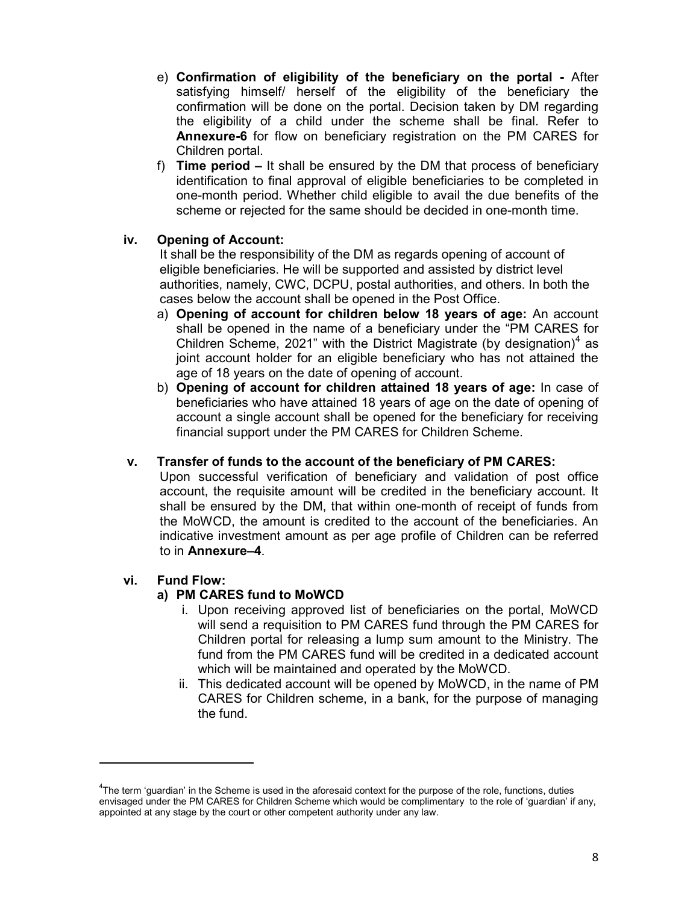e) **Confirmation of eligibility of the beneficiary on the portal -** After satisfying himself/ herself of the eligibility of the beneficiary the confirmation will be done on the portal. Decision taken by DM regarding the eligibility of a child under the scheme shall be final. Refer to **Annexure-6** for flow on beneficiary registration on the PM CARES for Children portal.

f) **Time period –** It shall be ensured by the DM that process of beneficiary identification to final approval of eligible beneficiaries to be completed in one-month period. Whether child eligible to avail the due benefits of the scheme or rejected for the same should be decided in one-month time.

**iv. Opening of Account:**

It shall be the responsibility of the DM as regards opening of account of eligible beneficiaries. He will be supported and assisted by district level authorities, namely, CWC, DCPU, postal authorities, and others. In both the cases below the account shall be opened in the Post Office.

a) **Opening of account for children below 18 years of age:** An account shall be opened in the name of a beneficiary under the "PM CARES for Children Scheme, 2021" with the District Magistrate (by designation)[4] as joint account holder for an eligible beneficiary who has not attained the age of 18 years on the date of opening of account.

b) **Opening of account for children attained 18 years of age:** In case of beneficiaries who have attained 18 years of age on the date of opening of account a single account shall be opened for the beneficiary for receiving financial support under the PM CARES for Children Scheme.

**v. Transfer of funds to the account of the beneficiary of PM CARES:**

Upon successful verification of beneficiary and validation of post office account, the requisite amount will be credited in the beneficiary account. It shall be ensured by the DM, that within one-month of receipt of funds from the MoWCD, the amount is credited to the account of the beneficiaries. An indicative investment amount as per age profile of Children can be referred to in **Annexure–4**.

**vi. Fund Flow:**

**a) PM CARES fund to MoWCD**

i. Upon receiving approved list of beneficiaries on the portal, MoWCD will send a requisition to PM CARES fund through the PM CARES for Children portal for releasing a lump sum amount to the Ministry. The fund from the PM CARES fund will be credited in a dedicated account which will be maintained and operated by the MoWCD.

ii. This dedicated account will be opened by MoWCD, in the name of PM CARES for Children scheme, in a bank, for the purpose of managing the fund.

---

[4] The term 'guardian' in the Scheme is used in the aforesaid context for the purpose of the role, functions, duties envisaged under the PM CARES for Children Scheme which would be complimentary to the role of 'guardian' if any, appointed at any stage by the court or other competent authority under any law.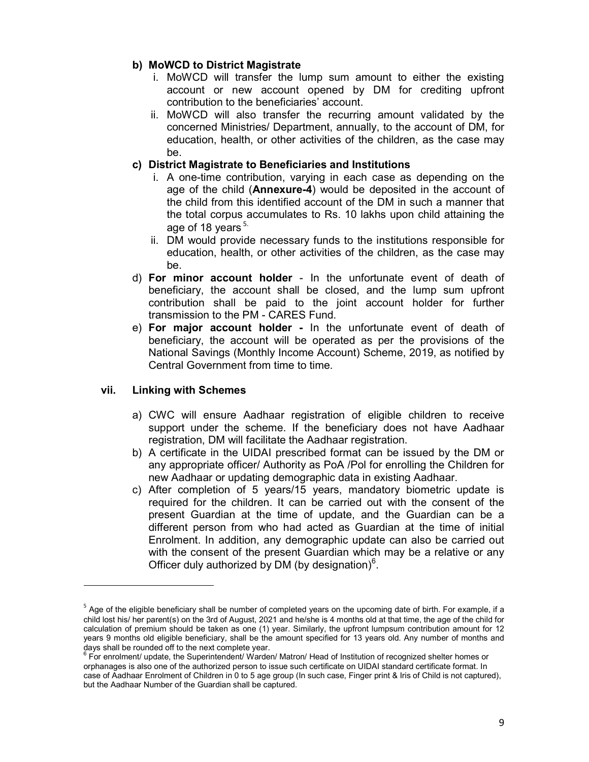**b) MoWCD to District Magistrate**

i. MoWCD will transfer the lump sum amount to either the existing account or new account opened by DM for crediting upfront contribution to the beneficiaries' account.

ii. MoWCD will also transfer the recurring amount validated by the concerned Ministries/ Department, annually, to the account of DM, for education, health, or other activities of the children, as the case may be.

**c) District Magistrate to Beneficiaries and Institutions**

i. A one-time contribution, varying in each case as depending on the age of the child (**Annexure-4**) would be deposited in the account of the child from this identified account of the DM in such a manner that the total corpus accumulates to Rs. 10 lakhs upon child attaining the age of 18 years[5].

ii. DM would provide necessary funds to the institutions responsible for education, health, or other activities of the children, as the case may be.

d) **For minor account holder** - In the unfortunate event of death of beneficiary, the account shall be closed, and the lump sum upfront contribution shall be paid to the joint account holder for further transmission to the PM - CARES Fund.

e) **For major account holder -** In the unfortunate event of death of beneficiary, the account will be operated as per the provisions of the National Savings (Monthly Income Account) Scheme, 2019, as notified by Central Government from time to time.

**vii. Linking with Schemes**

a) CWC will ensure Aadhaar registration of eligible children to receive support under the scheme. If the beneficiary does not have Aadhaar registration, DM will facilitate the Aadhaar registration.

b) A certificate in the UIDAI prescribed format can be issued by the DM or any appropriate officer/ Authority as PoA /PoI for enrolling the Children for new Aadhaar or updating demographic data in existing Aadhaar.

c) After completion of 5 years/15 years, mandatory biometric update is required for the children. It can be carried out with the consent of the present Guardian at the time of update, and the Guardian can be a different person from who had acted as Guardian at the time of initial Enrolment. In addition, any demographic update can also be carried out with the consent of the present Guardian which may be a relative or any Officer duly authorized by DM (by designation)[6].

---

[5] Age of the eligible beneficiary shall be number of completed years on the upcoming date of birth. For example, if a child lost his/ her parent(s) on the 3rd of August, 2021 and he/she is 4 months old at that time, the age of the child for calculation of premium should be taken as one (1) year. Similarly, the upfront lumpsum contribution amount for 12 years 9 months old eligible beneficiary, shall be the amount specified for 13 years old. Any number of months and days shall be rounded off to the next complete year.

[6] For enrolment/ update, the Superintendent/ Warden/ Matron/ Head of Institution of recognized shelter homes or orphanages is also one of the authorized person to issue such certificate on UIDAI standard certificate format. In case of Aadhaar Enrolment of Children in 0 to 5 age group (In such case, Finger print & Iris of Child is not captured), but the Aadhaar Number of the Guardian shall be captured.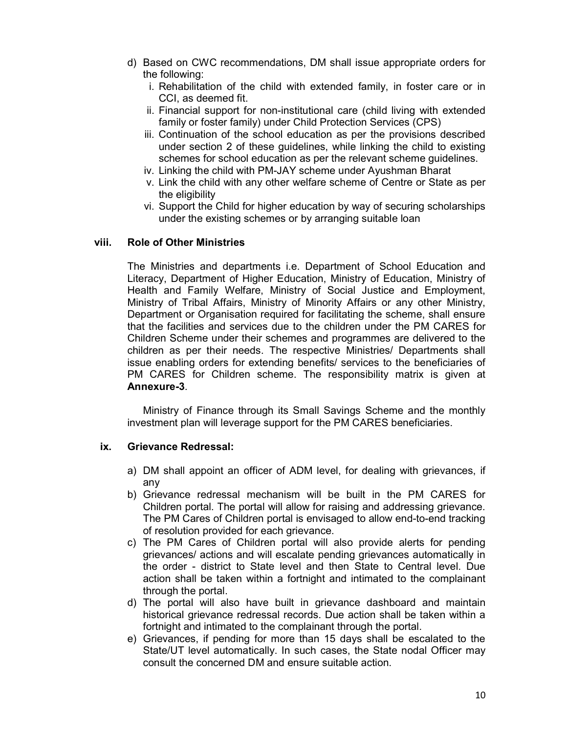d) Based on CWC recommendations, DM shall issue appropriate orders for the following:
   i. Rehabilitation of the child with extended family, in foster care or in CCI, as deemed fit.
   ii. Financial support for non-institutional care (child living with extended family or foster family) under Child Protection Services (CPS)
   iii. Continuation of the school education as per the provisions described under section 2 of these guidelines, while linking the child to existing schemes for school education as per the relevant scheme guidelines.
   iv. Linking the child with PM-JAY scheme under Ayushman Bharat
   v. Link the child with any other welfare scheme of Centre or State as per the eligibility
   vi. Support the Child for higher education by way of securing scholarships under the existing schemes or by arranging suitable loan

**viii. Role of Other Ministries**

The Ministries and departments i.e. Department of School Education and Literacy, Department of Higher Education, Ministry of Education, Ministry of Health and Family Welfare, Ministry of Social Justice and Employment, Ministry of Tribal Affairs, Ministry of Minority Affairs or any other Ministry, Department or Organisation required for facilitating the scheme, shall ensure that the facilities and services due to the children under the PM CARES for Children Scheme under their schemes and programmes are delivered to the children as per their needs. The respective Ministries/ Departments shall issue enabling orders for extending benefits/ services to the beneficiaries of PM CARES for Children scheme. The responsibility matrix is given at **Annexure-3**.

Ministry of Finance through its Small Savings Scheme and the monthly investment plan will leverage support for the PM CARES beneficiaries.

**ix. Grievance Redressal:**

a) DM shall appoint an officer of ADM level, for dealing with grievances, if any
b) Grievance redressal mechanism will be built in the PM CARES for Children portal. The portal will allow for raising and addressing grievance. The PM Cares of Children portal is envisaged to allow end-to-end tracking of resolution provided for each grievance.
c) The PM Cares of Children portal will also provide alerts for pending grievances/ actions and will escalate pending grievances automatically in the order - district to State level and then State to Central level. Due action shall be taken within a fortnight and intimated to the complainant through the portal.
d) The portal will also have built in grievance dashboard and maintain historical grievance redressal records. Due action shall be taken within a fortnight and intimated to the complainant through the portal.
e) Grievances, if pending for more than 15 days shall be escalated to the State/UT level automatically. In such cases, the State nodal Officer may consult the concerned DM and ensure suitable action.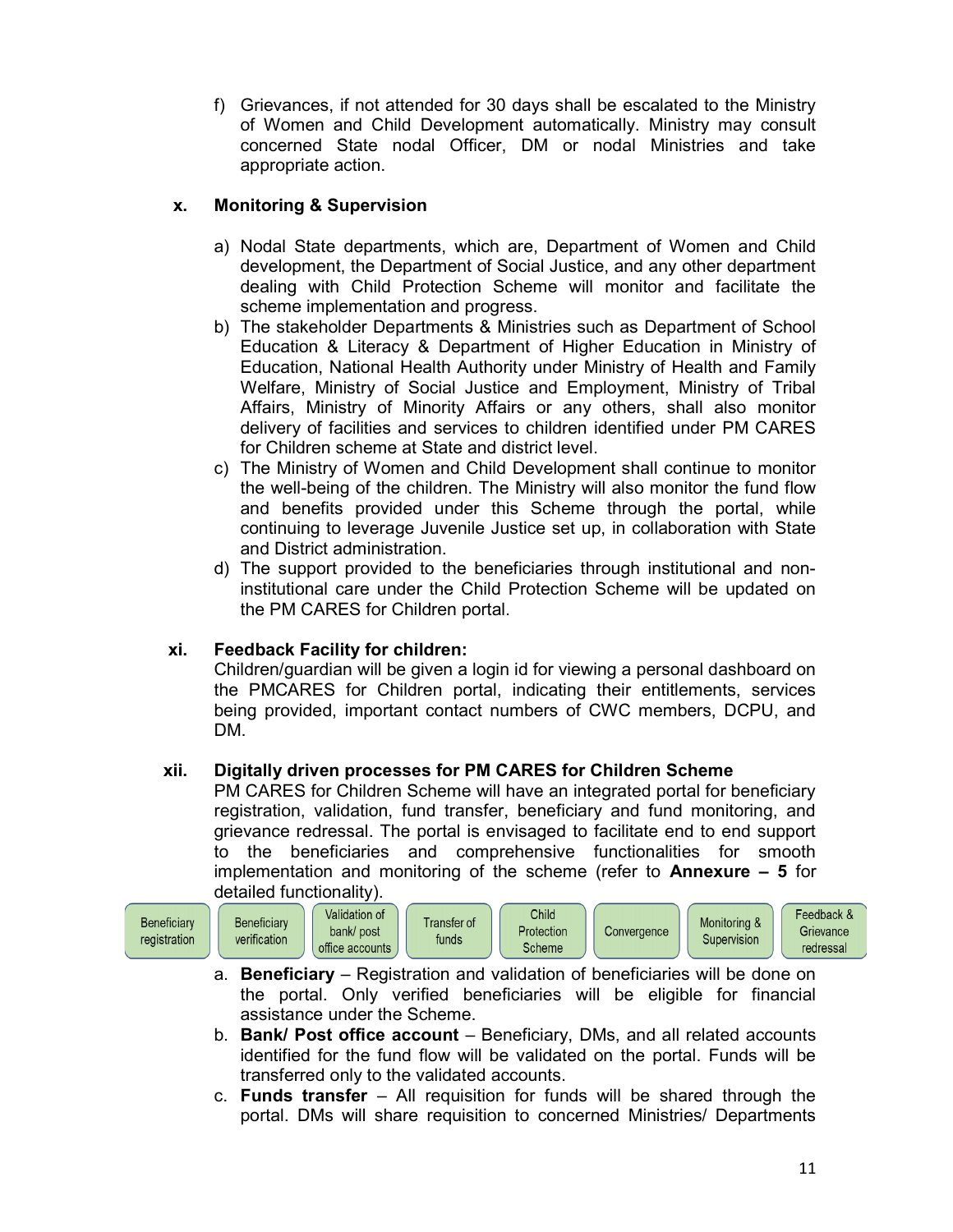f) Grievances, if not attended for 30 days shall be escalated to the Ministry of Women and Child Development automatically. Ministry may consult concerned State nodal Officer, DM or nodal Ministries and take appropriate action.

**x. Monitoring & Supervision**

a) Nodal State departments, which are, Department of Women and Child development, the Department of Social Justice, and any other department dealing with Child Protection Scheme will monitor and facilitate the scheme implementation and progress.

b) The stakeholder Departments & Ministries such as Department of School Education & Literacy & Department of Higher Education in Ministry of Education, National Health Authority under Ministry of Health and Family Welfare, Ministry of Social Justice and Employment, Ministry of Tribal Affairs, Ministry of Minority Affairs or any others, shall also monitor delivery of facilities and services to children identified under PM CARES for Children scheme at State and district level.

c) The Ministry of Women and Child Development shall continue to monitor the well-being of the children. The Ministry will also monitor the fund flow and benefits provided under this Scheme through the portal, while continuing to leverage Juvenile Justice set up, in collaboration with State and District administration.

d) The support provided to the beneficiaries through institutional and non-institutional care under the Child Protection Scheme will be updated on the PM CARES for Children portal.

**xi. Feedback Facility for children:**

Children/guardian will be given a login id for viewing a personal dashboard on the PMCARES for Children portal, indicating their entitlements, services being provided, important contact numbers of CWC members, DCPU, and DM.

**xii. Digitally driven processes for PM CARES for Children Scheme**

PM CARES for Children Scheme will have an integrated portal for beneficiary registration, validation, fund transfer, beneficiary and fund monitoring, and grievance redressal. The portal is envisaged to facilitate end to end support to the beneficiaries and comprehensive functionalities for smooth implementation and monitoring of the scheme (refer to **Annexure – 5** for detailed functionality).

| Beneficiary registration | Beneficiary verification | Validation of bank/ post office accounts | Transfer of funds | Child Protection Scheme | Convergence | Monitoring & Supervision | Feedback & Grievance redressal |
|---|---|---|---|---|---|---|---|

a. **Beneficiary** – Registration and validation of beneficiaries will be done on the portal. Only verified beneficiaries will be eligible for financial assistance under the Scheme.

b. **Bank/ Post office account** – Beneficiary, DMs, and all related accounts identified for the fund flow will be validated on the portal. Funds will be transferred only to the validated accounts.

c. **Funds transfer** – All requisition for funds will be shared through the portal. DMs will share requisition to concerned Ministries/ Departments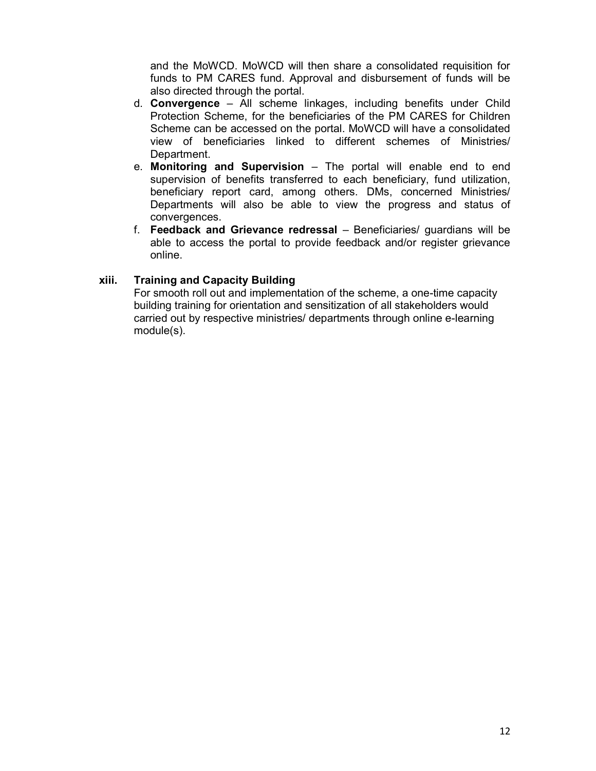and the MoWCD. MoWCD will then share a consolidated requisition for funds to PM CARES fund. Approval and disbursement of funds will be also directed through the portal.

d. **Convergence** – All scheme linkages, including benefits under Child Protection Scheme, for the beneficiaries of the PM CARES for Children Scheme can be accessed on the portal. MoWCD will have a consolidated view of beneficiaries linked to different schemes of Ministries/ Department.
e. **Monitoring and Supervision** – The portal will enable end to end supervision of benefits transferred to each beneficiary, fund utilization, beneficiary report card, among others. DMs, concerned Ministries/ Departments will also be able to view the progress and status of convergences.
f. **Feedback and Grievance redressal** – Beneficiaries/ guardians will be able to access the portal to provide feedback and/or register grievance online.

**xiii. Training and Capacity Building**

For smooth roll out and implementation of the scheme, a one-time capacity building training for orientation and sensitization of all stakeholders would carried out by respective ministries/ departments through online e-learning module(s).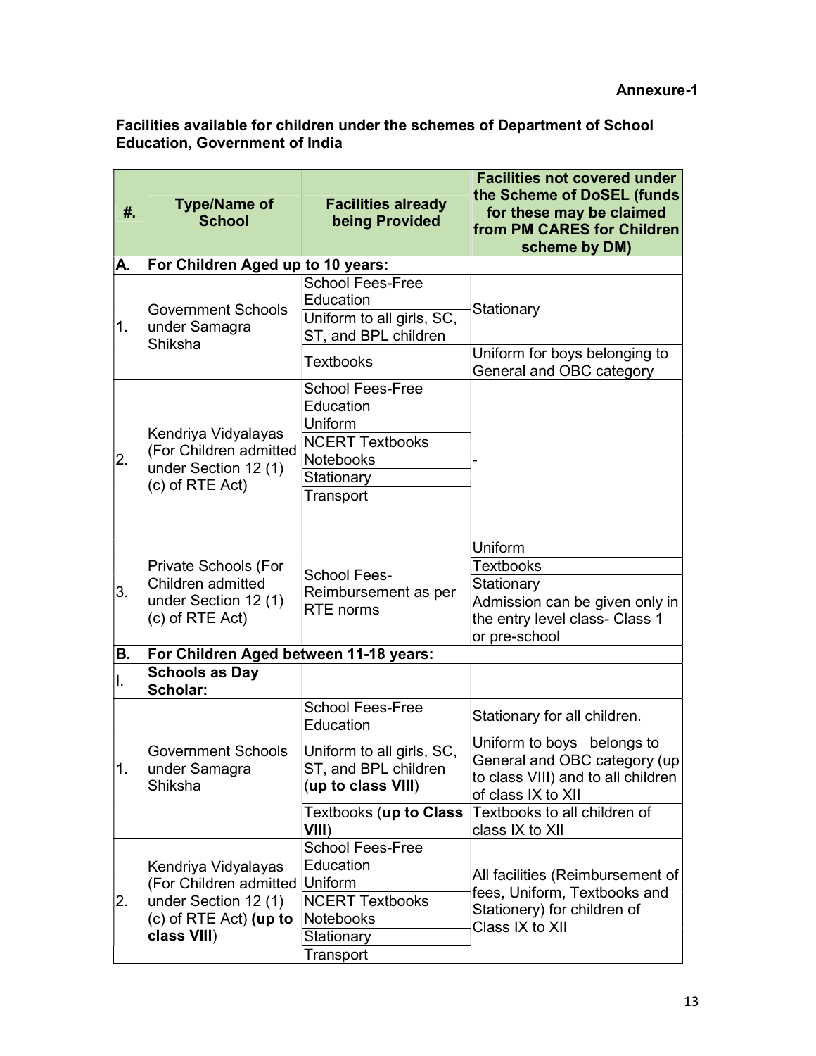**Annexure-1**

**Facilities available for children under the schemes of Department of School Education, Government of India**

| #. | Type/Name of School | Facilities already being Provided | Facilities not covered under the Scheme of DoSEL (funds for these may be claimed from PM CARES for Children scheme by DM) |
|---|---|---|---|
| **A.** | **For Children Aged up to 10 years:** | | |
| 1. | Government Schools under Samagra Shiksha | School Fees-Free Education | Stationary |
| | | Uniform to all girls, SC, ST, and BPL children | |
| | | Textbooks | Uniform for boys belonging to General and OBC category |
| 2. | Kendriya Vidyalayas (For Children admitted under Section 12 (1) (c) of RTE Act) | School Fees-Free Education | - |
| | | Uniform | |
| | | NCERT Textbooks | |
| | | Notebooks | |
| | | Stationary | |
| | | Transport | |
| 3. | Private Schools (For Children admitted under Section 12 (1) (c) of RTE Act) | School Fees-Reimbursement as per RTE norms | Uniform |
| | | | Textbooks |
| | | | Stationary |
| | | | Admission can be given only in the entry level class- Class 1 or pre-school |
| **B.** | **For Children Aged between 11-18 years:** | | |
| I. | **Schools as Day Scholar:** | | |
| 1. | Government Schools under Samagra Shiksha | School Fees-Free Education | Stationary for all children. |
| | | Uniform to all girls, SC, ST, and BPL children (**up to class VIII**) | Uniform to boys belongs to General and OBC category (up to class VIII) and to all children of class IX to XII |
| | | Textbooks (**up to Class VIII**) | Textbooks to all children of class IX to XII |
| 2. | Kendriya Vidyalayas (For Children admitted under Section 12 (1) (c) of RTE Act) **(up to class VIII)** | School Fees-Free Education | All facilities (Reimbursement of fees, Uniform, Textbooks and Stationery) for children of Class IX to XII |
| | | Uniform | |
| | | NCERT Textbooks | |
| | | Notebooks | |
| | | Stationary | |
| | | Transport | |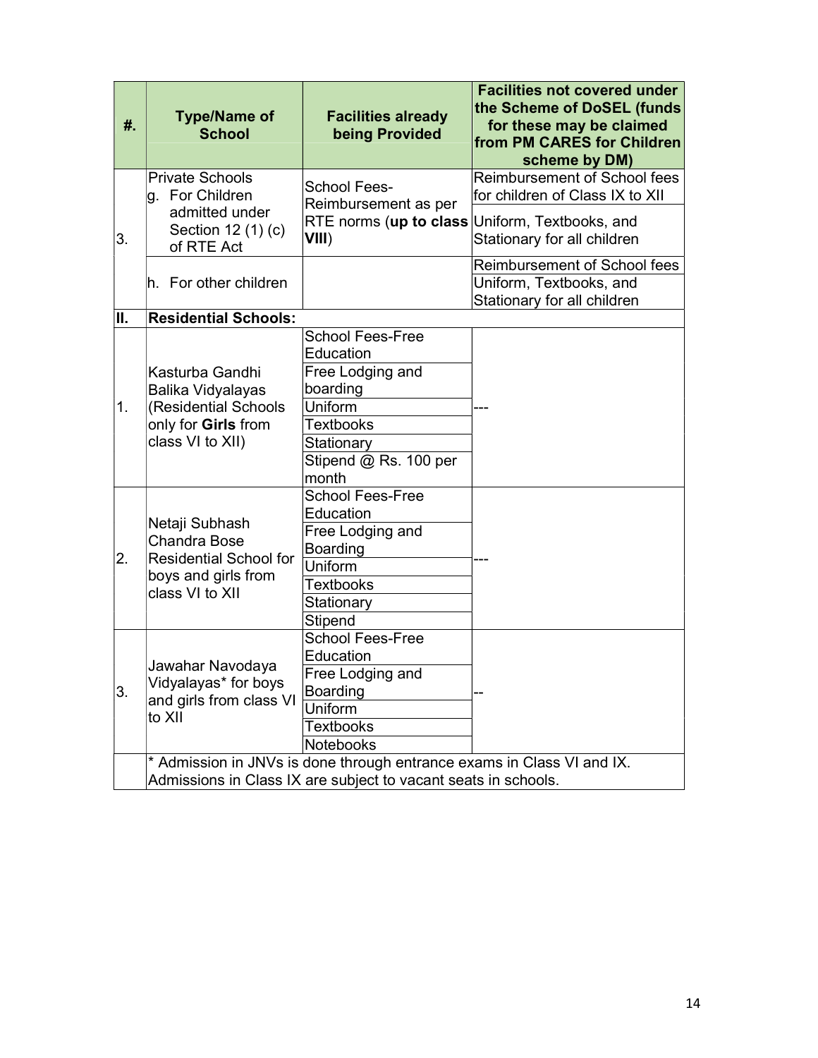| #. | Type/Name of School | Facilities already being Provided | Facilities not covered under the Scheme of DoSEL (funds for these may be claimed from PM CARES for Children scheme by DM) |
|---|---|---|---|
| 3. | Private Schools<br>g. For Children admitted under Section 12 (1) (c) of RTE Act | School Fees-Reimbursement as per RTE norms (**up to class VIII**) | Reimbursement of School fees for children of Class IX to XII |
| | | | Uniform, Textbooks, and Stationary for all children |
| | h. For other children | | Reimbursement of School fees |
| | | | Uniform, Textbooks, and Stationary for all children |
| **II.** | **Residential Schools:** | | |
| 1. | Kasturba Gandhi Balika Vidyalayas (Residential Schools only for **Girls** from class VI to XII) | School Fees-Free Education | --- |
| | | Free Lodging and boarding | |
| | | Uniform | |
| | | Textbooks | |
| | | Stationary | |
| | | Stipend @ Rs. 100 per month | |
| 2. | Netaji Subhash Chandra Bose Residential School for boys and girls from class VI to XII | School Fees-Free Education | --- |
| | | Free Lodging and Boarding | |
| | | Uniform | |
| | | Textbooks | |
| | | Stationary | |
| | | Stipend | |
| 3. | Jawahar Navodaya Vidyalayas* for boys and girls from class VI to XII | School Fees-Free Education | -- |
| | | Free Lodging and Boarding | |
| | | Uniform | |
| | | Textbooks | |
| | | Notebooks | |
| | * Admission in JNVs is done through entrance exams in Class VI and IX. Admissions in Class IX are subject to vacant seats in schools. | | |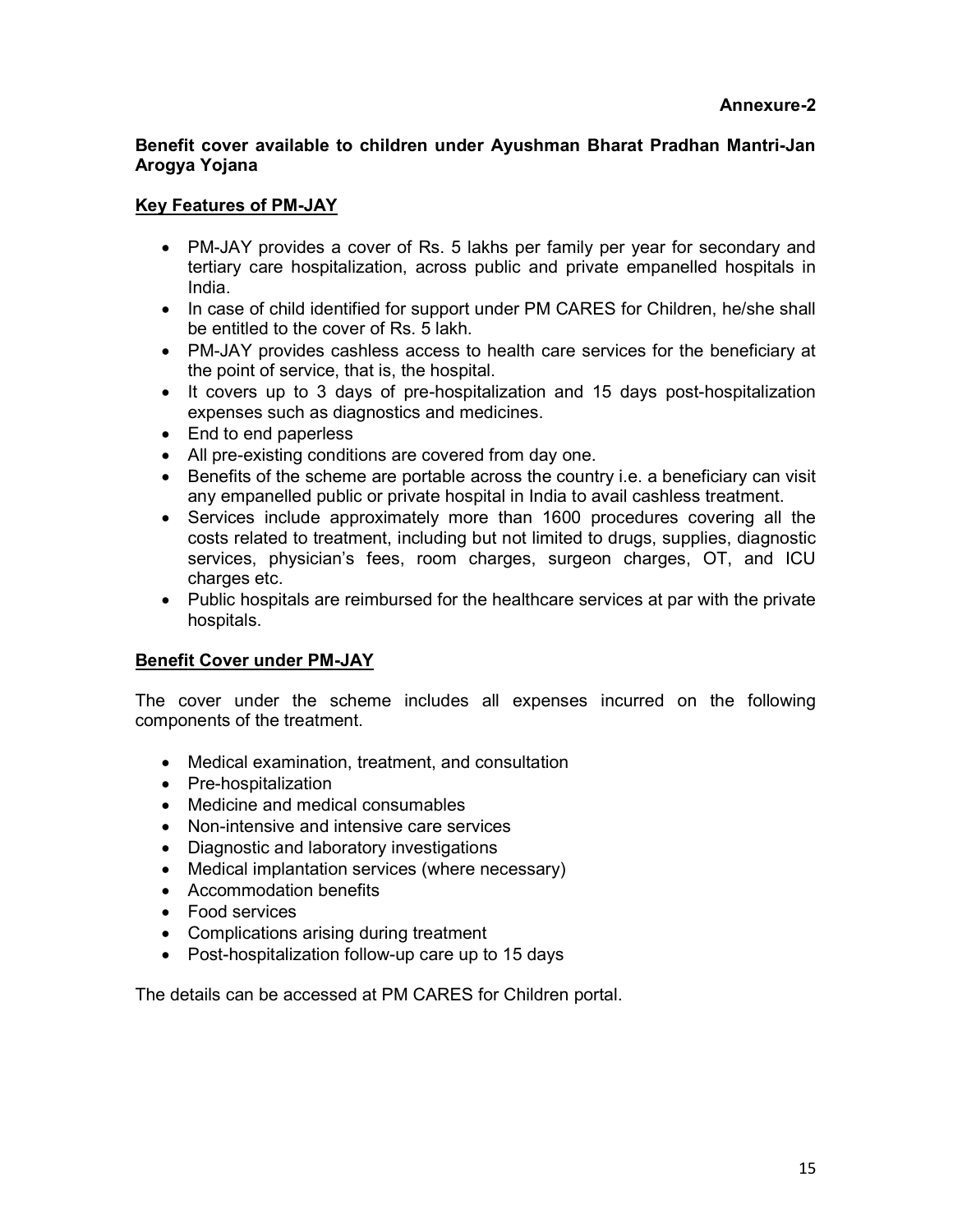**Annexure-2**

**Benefit cover available to children under Ayushman Bharat Pradhan Mantri-Jan Arogya Yojana**

**Key Features of PM-JAY**

- PM-JAY provides a cover of Rs. 5 lakhs per family per year for secondary and tertiary care hospitalization, across public and private empanelled hospitals in India.
- In case of child identified for support under PM CARES for Children, he/she shall be entitled to the cover of Rs. 5 lakh.
- PM-JAY provides cashless access to health care services for the beneficiary at the point of service, that is, the hospital.
- It covers up to 3 days of pre-hospitalization and 15 days post-hospitalization expenses such as diagnostics and medicines.
- End to end paperless
- All pre-existing conditions are covered from day one.
- Benefits of the scheme are portable across the country i.e. a beneficiary can visit any empanelled public or private hospital in India to avail cashless treatment.
- Services include approximately more than 1600 procedures covering all the costs related to treatment, including but not limited to drugs, supplies, diagnostic services, physician's fees, room charges, surgeon charges, OT, and ICU charges etc.
- Public hospitals are reimbursed for the healthcare services at par with the private hospitals.

**Benefit Cover under PM-JAY**

The cover under the scheme includes all expenses incurred on the following components of the treatment.

- Medical examination, treatment, and consultation
- Pre-hospitalization
- Medicine and medical consumables
- Non-intensive and intensive care services
- Diagnostic and laboratory investigations
- Medical implantation services (where necessary)
- Accommodation benefits
- Food services
- Complications arising during treatment
- Post-hospitalization follow-up care up to 15 days

The details can be accessed at PM CARES for Children portal.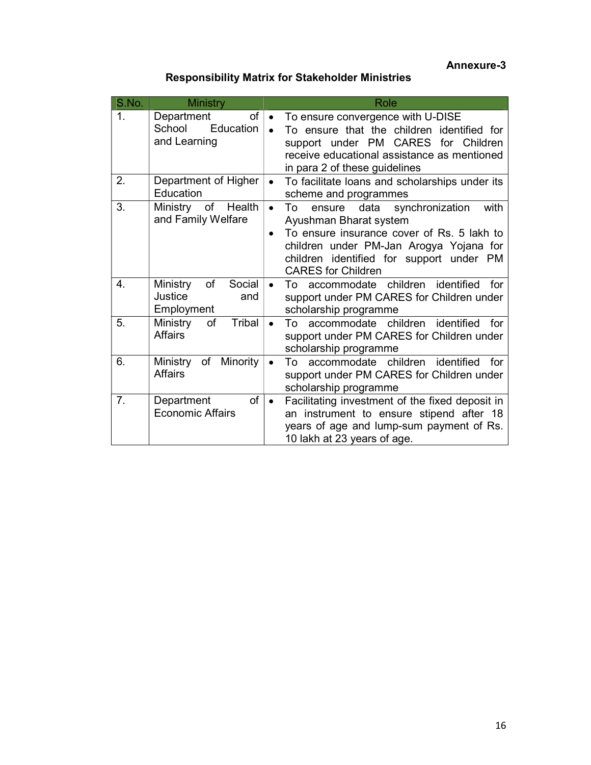**Annexure-3**

## Responsibility Matrix for Stakeholder Ministries

| S.No. | Ministry | Role |
|---|---|---|
| 1. | Department of School Education and Learning | • To ensure convergence with U-DISE<br>• To ensure that the children identified for support under PM CARES for Children receive educational assistance as mentioned in para 2 of these guidelines |
| 2. | Department of Higher Education | • To facilitate loans and scholarships under its scheme and programmes |
| 3. | Ministry of Health and Family Welfare | • To ensure data synchronization with Ayushman Bharat system<br>• To ensure insurance cover of Rs. 5 lakh to children under PM-Jan Arogya Yojana for children identified for support under PM CARES for Children |
| 4. | Ministry of Social Justice and Employment | • To accommodate children identified for support under PM CARES for Children under scholarship programme |
| 5. | Ministry of Tribal Affairs | • To accommodate children identified for support under PM CARES for Children under scholarship programme |
| 6. | Ministry of Minority Affairs | • To accommodate children identified for support under PM CARES for Children under scholarship programme |
| 7. | Department of Economic Affairs | • Facilitating investment of the fixed deposit in an instrument to ensure stipend after 18 years of age and lump-sum payment of Rs. 10 lakh at 23 years of age. |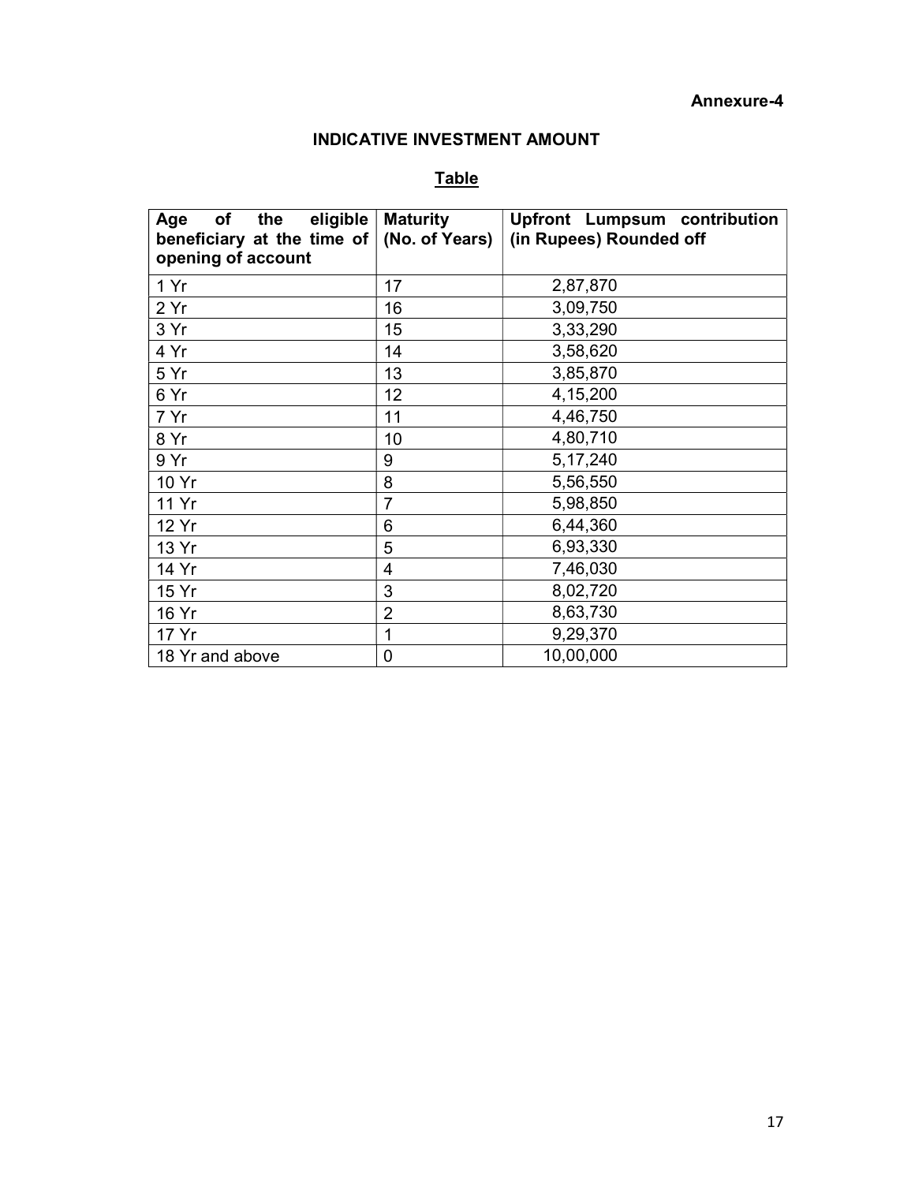**Annexure-4**

## INDICATIVE INVESTMENT AMOUNT

### Table

| Age of the eligible beneficiary at the time of opening of account | Maturity (No. of Years) | Upfront Lumpsum contribution (in Rupees) Rounded off |
|---|---|---|
| 1 Yr | 17 | 2,87,870 |
| 2 Yr | 16 | 3,09,750 |
| 3 Yr | 15 | 3,33,290 |
| 4 Yr | 14 | 3,58,620 |
| 5 Yr | 13 | 3,85,870 |
| 6 Yr | 12 | 4,15,200 |
| 7 Yr | 11 | 4,46,750 |
| 8 Yr | 10 | 4,80,710 |
| 9 Yr | 9 | 5,17,240 |
| 10 Yr | 8 | 5,56,550 |
| 11 Yr | 7 | 5,98,850 |
| 12 Yr | 6 | 6,44,360 |
| 13 Yr | 5 | 6,93,330 |
| 14 Yr | 4 | 7,46,030 |
| 15 Yr | 3 | 8,02,720 |
| 16 Yr | 2 | 8,63,730 |
| 17 Yr | 1 | 9,29,370 |
| 18 Yr and above | 0 | 10,00,000 |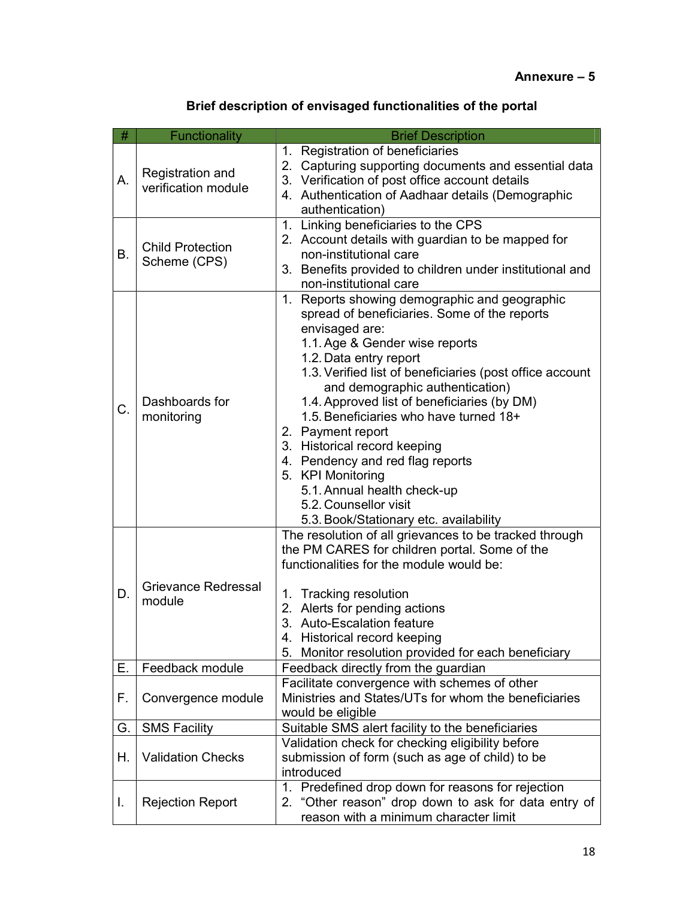**Annexure – 5**

## Brief description of envisaged functionalities of the portal

| # | Functionality | Brief Description |
|---|---|---|
| A. | Registration and verification module | 1. Registration of beneficiaries<br>2. Capturing supporting documents and essential data<br>3. Verification of post office account details<br>4. Authentication of Aadhaar details (Demographic authentication) |
| B. | Child Protection Scheme (CPS) | 1. Linking beneficiaries to the CPS<br>2. Account details with guardian to be mapped for non-institutional care<br>3. Benefits provided to children under institutional and non-institutional care |
| C. | Dashboards for monitoring | 1. Reports showing demographic and geographic spread of beneficiaries. Some of the reports envisaged are:<br>1.1. Age & Gender wise reports<br>1.2. Data entry report<br>1.3. Verified list of beneficiaries (post office account and demographic authentication)<br>1.4. Approved list of beneficiaries (by DM)<br>1.5. Beneficiaries who have turned 18+<br>2. Payment report<br>3. Historical record keeping<br>4. Pendency and red flag reports<br>5. KPI Monitoring<br>5.1. Annual health check-up<br>5.2. Counsellor visit<br>5.3. Book/Stationary etc. availability |
| D. | Grievance Redressal module | The resolution of all grievances to be tracked through the PM CARES for children portal. Some of the functionalities for the module would be:<br>1. Tracking resolution<br>2. Alerts for pending actions<br>3. Auto-Escalation feature<br>4. Historical record keeping<br>5. Monitor resolution provided for each beneficiary |
| E. | Feedback module | Feedback directly from the guardian |
| F. | Convergence module | Facilitate convergence with schemes of other Ministries and States/UTs for whom the beneficiaries would be eligible |
| G. | SMS Facility | Suitable SMS alert facility to the beneficiaries |
| H. | Validation Checks | Validation check for checking eligibility before submission of form (such as age of child) to be introduced |
| I. | Rejection Report | 1. Predefined drop down for reasons for rejection<br>2. "Other reason" drop down to ask for data entry of reason with a minimum character limit |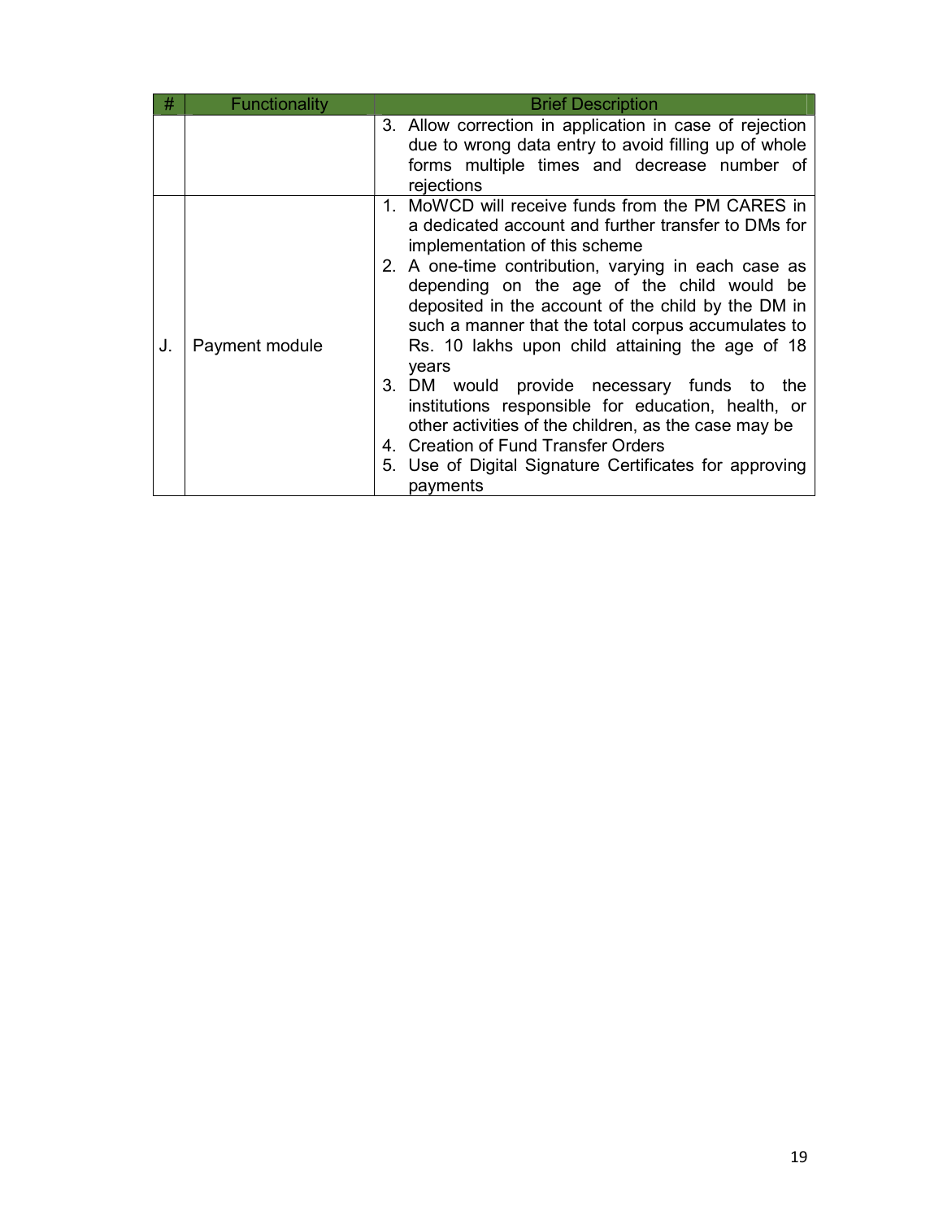| # | Functionality | Brief Description |
|---|---|---|
| | | 3. Allow correction in application in case of rejection due to wrong data entry to avoid filling up of whole forms multiple times and decrease number of rejections |
| J. | Payment module | 1. MoWCD will receive funds from the PM CARES in a dedicated account and further transfer to DMs for implementation of this scheme<br>2. A one-time contribution, varying in each case as depending on the age of the child would be deposited in the account of the child by the DM in such a manner that the total corpus accumulates to Rs. 10 lakhs upon child attaining the age of 18 years<br>3. DM would provide necessary funds to the institutions responsible for education, health, or other activities of the children, as the case may be<br>4. Creation of Fund Transfer Orders<br>5. Use of Digital Signature Certificates for approving payments |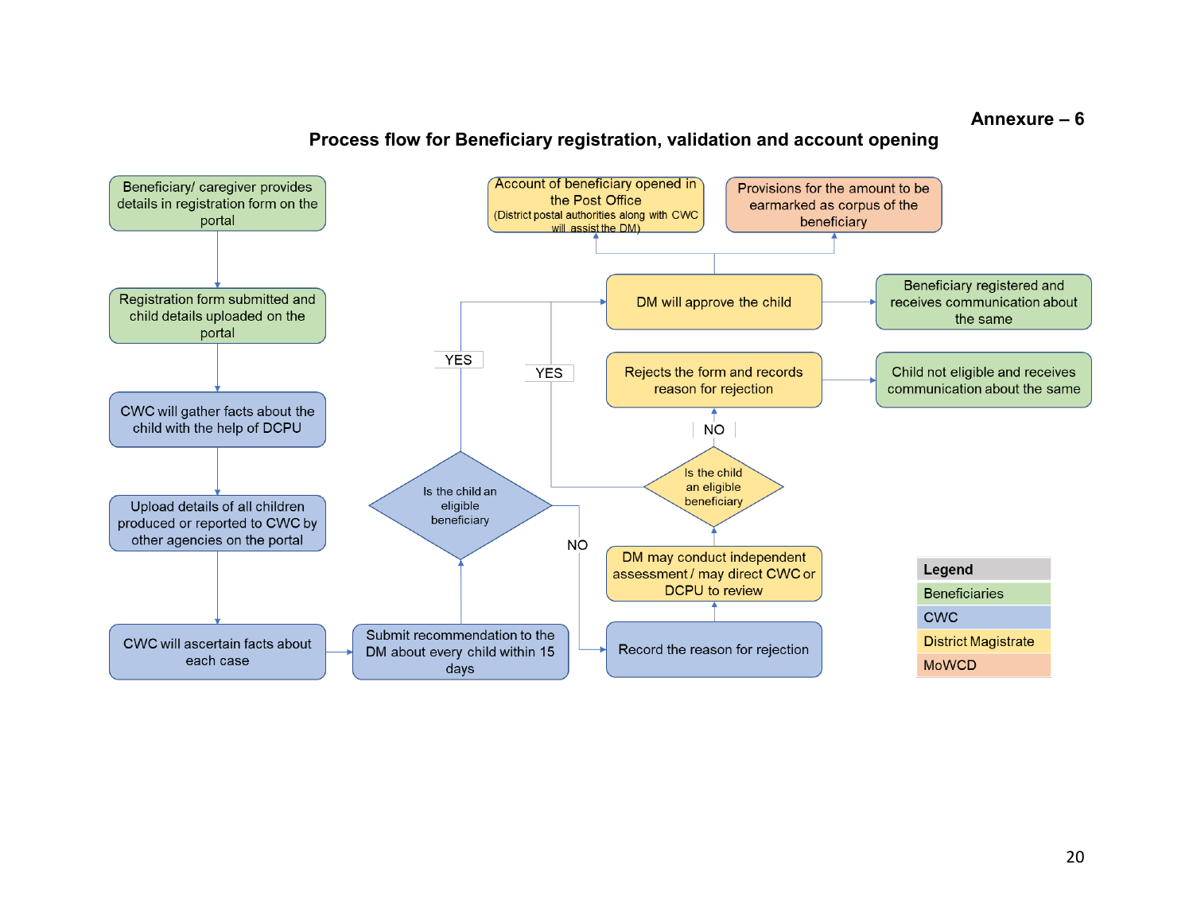**Annexure – 6**

## Process flow for Beneficiary registration, validation and account opening

Beneficiary/ caregiver provides details in registration form on the portal

Registration form submitted and child details uploaded on the portal

CWC will gather facts about the child with the help of DCPU

Upload details of all children produced or reported to CWC by other agencies on the portal

CWC will ascertain facts about each case

Submit recommendation to the DM about every child within 15 days

Is the child an eligible beneficiary

YES

NO

Record the reason for rejection

DM may conduct independent assessment / may direct CWC or DCPU to review

Is the child an eligible beneficiary

YES

NO

DM will approve the child

Rejects the form and records reason for rejection

Account of beneficiary opened in the Post Office (District postal authorities along with CWC will assist the DM)

Provisions for the amount to be earmarked as corpus of the beneficiary

Beneficiary registered and receives communication about the same

Child not eligible and receives communication about the same

| Legend |
|---|
| Beneficiaries |
| CWC |
| District Magistrate |
| MoWCD |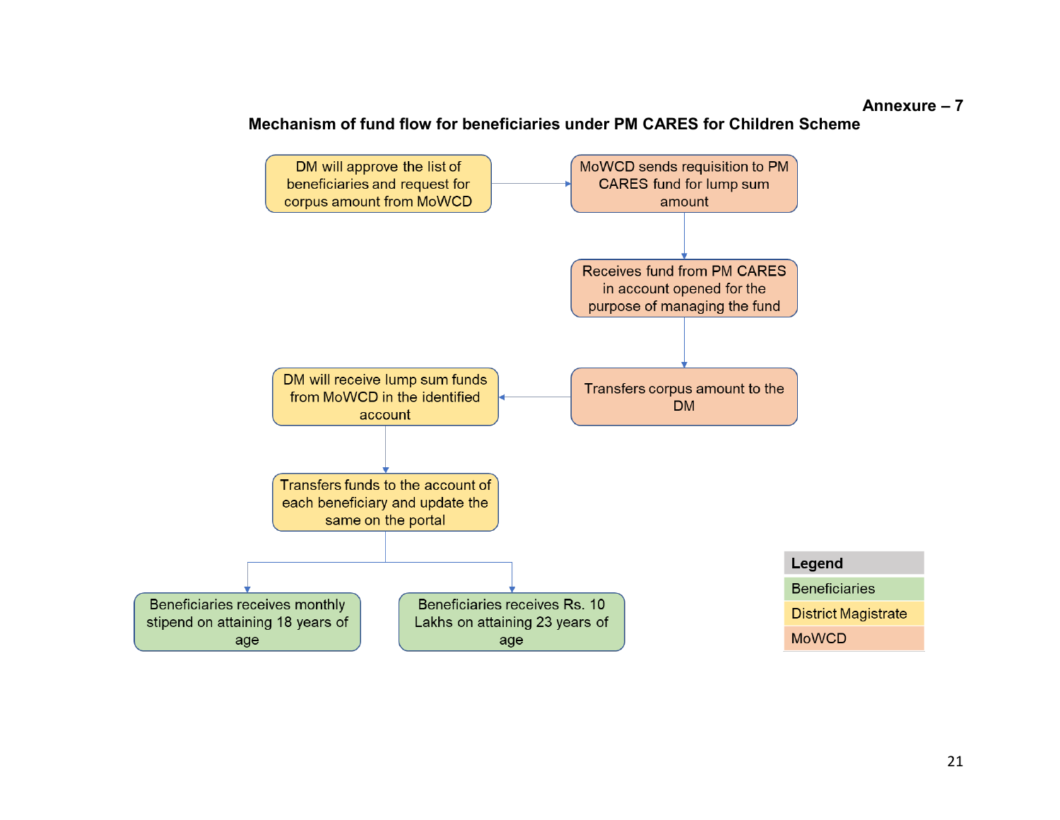**Annexure – 7**

## Mechanism of fund flow for beneficiaries under PM CARES for Children Scheme

DM will approve the list of beneficiaries and request for corpus amount from MoWCD

→ MoWCD sends requisition to PM CARES fund for lump sum amount

→ Receives fund from PM CARES in account opened for the purpose of managing the fund

→ Transfers corpus amount to the DM

→ DM will receive lump sum funds from MoWCD in the identified account

→ Transfers funds to the account of each beneficiary and update the same on the portal

→ Beneficiaries receives monthly stipend on attaining 18 years of age

→ Beneficiaries receives Rs. 10 Lakhs on attaining 23 years of age

| Legend |
| --- |
| Beneficiaries |
| District Magistrate |
| MoWCD |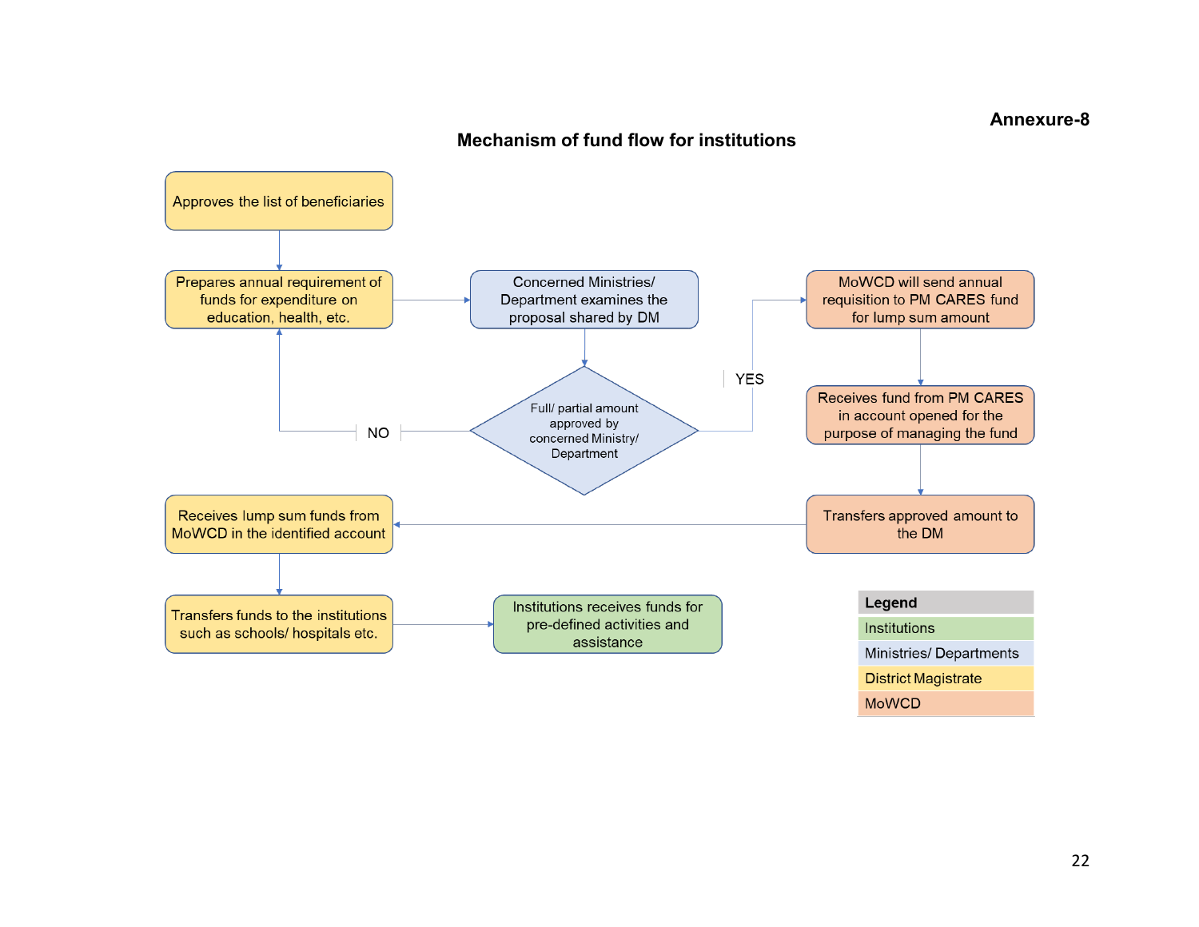Annexure-8

## Mechanism of fund flow for institutions

Approves the list of beneficiaries

Prepares annual requirement of funds for expenditure on education, health, etc.

Concerned Ministries/ Department examines the proposal shared by DM

Full/ partial amount approved by concerned Ministry/ Department

NO

YES

MoWCD will send annual requisition to PM CARES fund for lump sum amount

Receives fund from PM CARES in account opened for the purpose of managing the fund

Transfers approved amount to the DM

Receives lump sum funds from MoWCD in the identified account

Transfers funds to the institutions such as schools/ hospitals etc.

Institutions receives funds for pre-defined activities and assistance

Legend

Institutions

Ministries/ Departments

District Magistrate

MoWCD